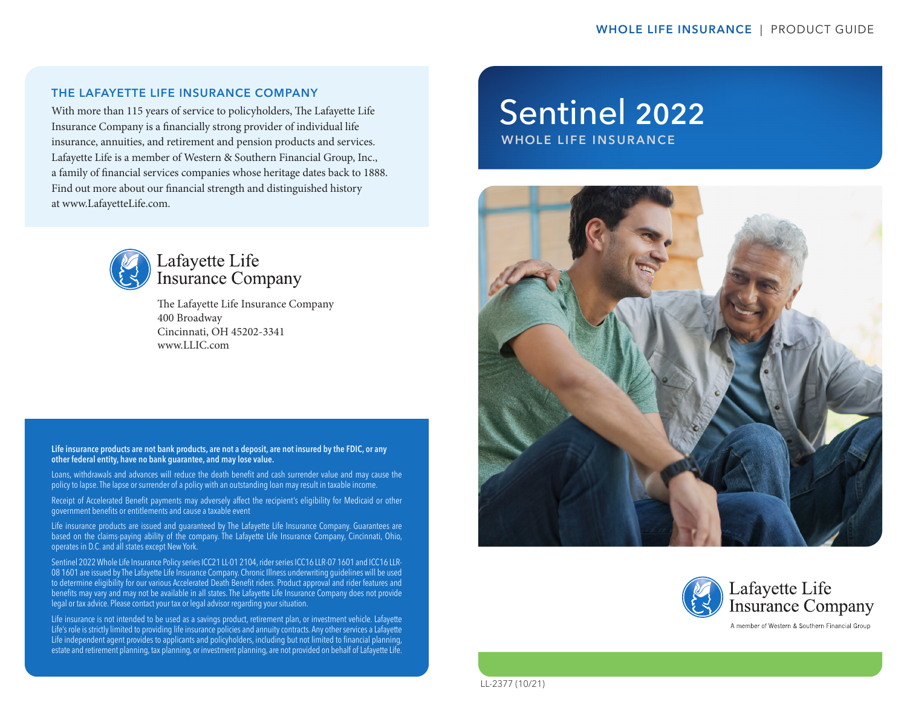WHOLE LIFE INSURANCE | PRODUCT GUIDE

## THE LAFAYETTE LIFE INSURANCE COMPANY

With more than 115 years of service to policyholders, The Lafayette Life Insurance Company is a financially strong provider of individual life insurance, annuities, and retirement and pension products and services. Lafayette Life is a member of Western & Southern Financial Group, Inc., a family of financial services companies whose heritage dates back to 1888. Find out more about our financial strength and distinguished history at www.LafayetteLife.com.

Lafayette Life Insurance Company

The Lafayette Life Insurance Company
400 Broadway
Cincinnati, OH 45202-3341
www.LLIC.com

**Life insurance products are not bank products, are not a deposit, are not insured by the FDIC, or any other federal entity, have no bank guarantee, and may lose value.**

Loans, withdrawals and advances will reduce the death benefit and cash surrender value and may cause the policy to lapse. The lapse or surrender of a policy with an outstanding loan may result in taxable income.

Receipt of Accelerated Benefit payments may adversely affect the recipient's eligibility for Medicaid or other government benefits or entitlements and cause a taxable event

Life insurance products are issued and guaranteed by The Lafayette Life Insurance Company. Guarantees are based on the claims-paying ability of the company. The Lafayette Life Insurance Company, Cincinnati, Ohio, operates in D.C. and all states except New York.

Sentinel 2022 Whole Life Insurance Policy series ICC21 LL-01 2104, rider series ICC16 LLR-07 1601 and ICC16 LLR-08 1601 are issued by The Lafayette Life Insurance Company. Chronic Illness underwriting guidelines will be used to determine eligibility for our various Accelerated Death Benefit riders. Product approval and rider features and benefits may vary and may not be available in all states. The Lafayette Life Insurance Company does not provide legal or tax advice. Please contact your tax or legal advisor regarding your situation.

Life insurance is not intended to be used as a savings product, retirement plan, or investment vehicle. Lafayette Life's role is strictly limited to providing life insurance policies and annuity contracts. Any other services a Lafayette Life independent agent provides to applicants and policyholders, including but not limited to financial planning, estate and retirement planning, tax planning, or investment planning, are not provided on behalf of Lafayette Life.

# Sentinel 2022

## WHOLE LIFE INSURANCE

Lafayette Life Insurance Company

A member of Western & Southern Financial Group

LL-2377 (10/21)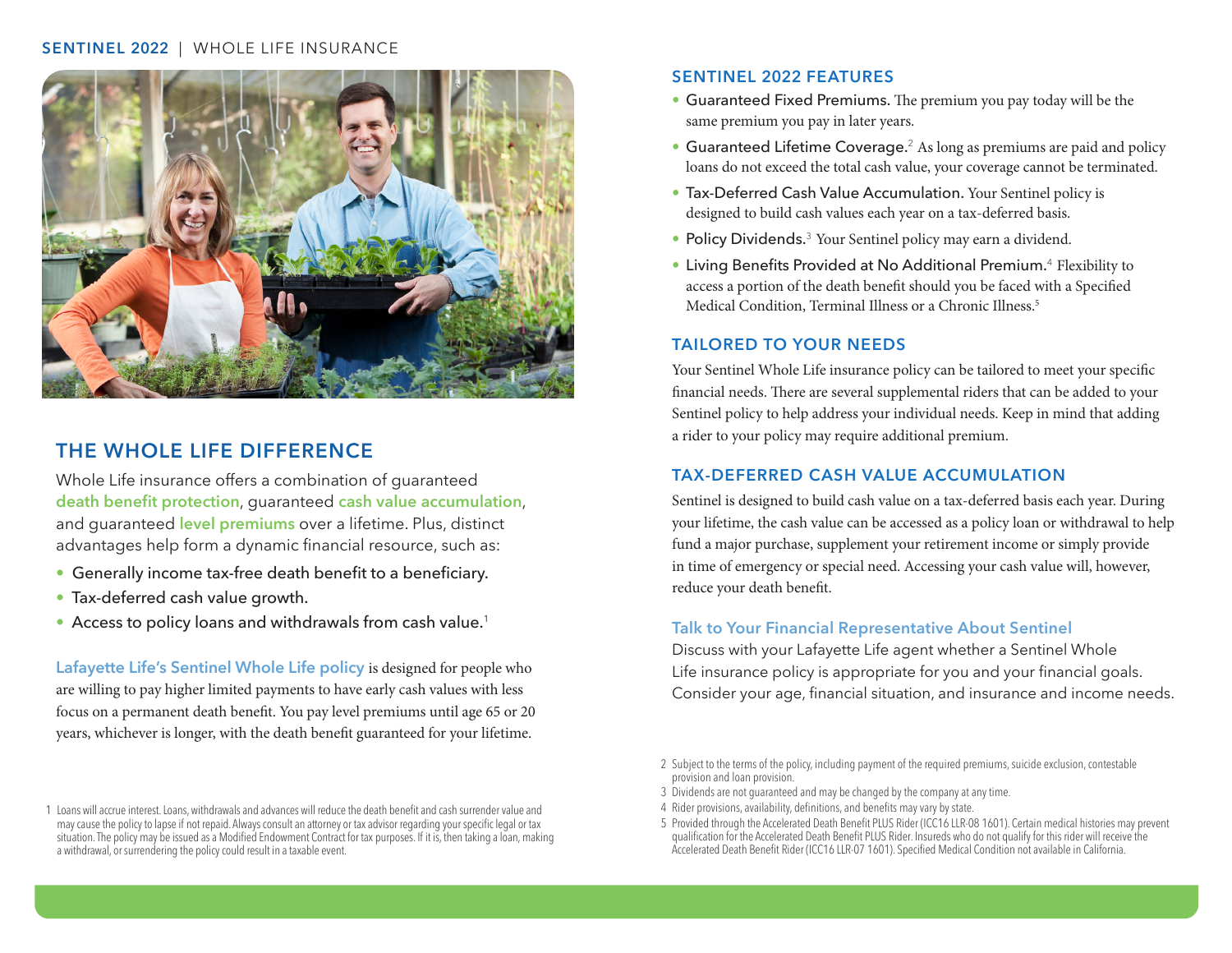SENTINEL 2022 | WHOLE LIFE INSURANCE

## THE WHOLE LIFE DIFFERENCE

Whole Life insurance offers a combination of guaranteed **death benefit protection**, guaranteed **cash value accumulation**, and guaranteed **level premiums** over a lifetime. Plus, distinct advantages help form a dynamic financial resource, such as:

- Generally income tax-free death benefit to a beneficiary.
- Tax-deferred cash value growth.
- Access to policy loans and withdrawals from cash value.[1]

**Lafayette Life's Sentinel Whole Life policy** is designed for people who are willing to pay higher limited payments to have early cash values with less focus on a permanent death benefit. You pay level premiums until age 65 or 20 years, whichever is longer, with the death benefit guaranteed for your lifetime.

1 Loans will accrue interest. Loans, withdrawals and advances will reduce the death benefit and cash surrender value and may cause the policy to lapse if not repaid. Always consult an attorney or tax advisor regarding your specific legal or tax situation. The policy may be issued as a Modified Endowment Contract for tax purposes. If it is, then taking a loan, making a withdrawal, or surrendering the policy could result in a taxable event.

## SENTINEL 2022 FEATURES

- **Guaranteed Fixed Premiums.** The premium you pay today will be the same premium you pay in later years.
- **Guaranteed Lifetime Coverage.**[2] As long as premiums are paid and policy loans do not exceed the total cash value, your coverage cannot be terminated.
- **Tax-Deferred Cash Value Accumulation.** Your Sentinel policy is designed to build cash values each year on a tax-deferred basis.
- **Policy Dividends.**[3] Your Sentinel policy may earn a dividend.
- **Living Benefits Provided at No Additional Premium.**[4] Flexibility to access a portion of the death benefit should you be faced with a Specified Medical Condition, Terminal Illness or a Chronic Illness.[5]

## TAILORED TO YOUR NEEDS

Your Sentinel Whole Life insurance policy can be tailored to meet your specific financial needs. There are several supplemental riders that can be added to your Sentinel policy to help address your individual needs. Keep in mind that adding a rider to your policy may require additional premium.

## TAX-DEFERRED CASH VALUE ACCUMULATION

Sentinel is designed to build cash value on a tax-deferred basis each year. During your lifetime, the cash value can be accessed as a policy loan or withdrawal to help fund a major purchase, supplement your retirement income or simply provide in time of emergency or special need. Accessing your cash value will, however, reduce your death benefit.

### Talk to Your Financial Representative About Sentinel

Discuss with your Lafayette Life agent whether a Sentinel Whole Life insurance policy is appropriate for you and your financial goals. Consider your age, financial situation, and insurance and income needs.

2 Subject to the terms of the policy, including payment of the required premiums, suicide exclusion, contestable provision and loan provision.
3 Dividends are not guaranteed and may be changed by the company at any time.
4 Rider provisions, availability, definitions, and benefits may vary by state.
5 Provided through the Accelerated Death Benefit PLUS Rider (ICC16 LLR-08 1601). Certain medical histories may prevent qualification for the Accelerated Death Benefit PLUS Rider. Insureds who do not qualify for this rider will receive the Accelerated Death Benefit Rider (ICC16 LLR-07 1601). Specified Medical Condition not available in California.